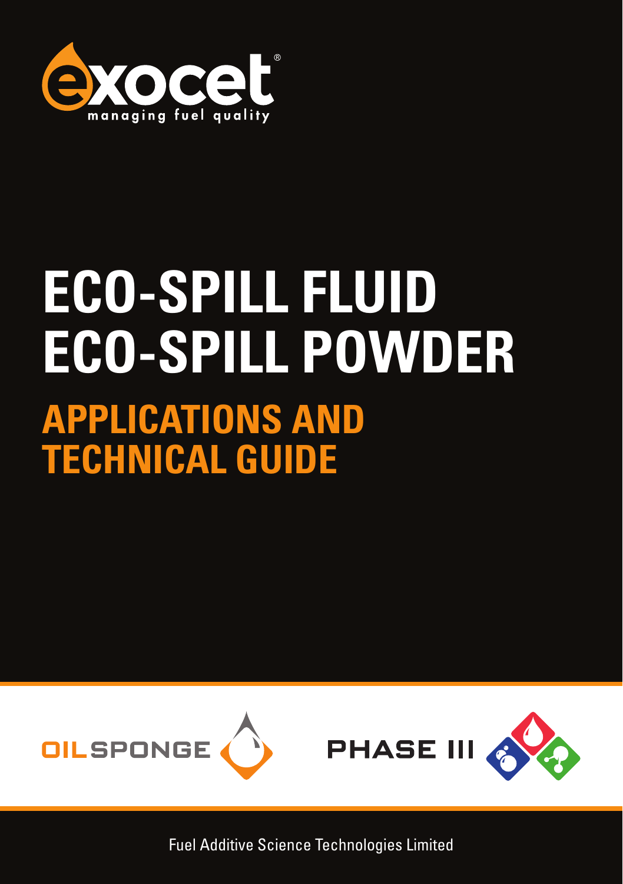exocet®

managing fuel quality

# ECO-SPILL FLUID
# ECO-SPILL POWDER

## APPLICATIONS AND TECHNICAL GUIDE

OILSPONGE

PHASE III

Fuel Additive Science Technologies Limited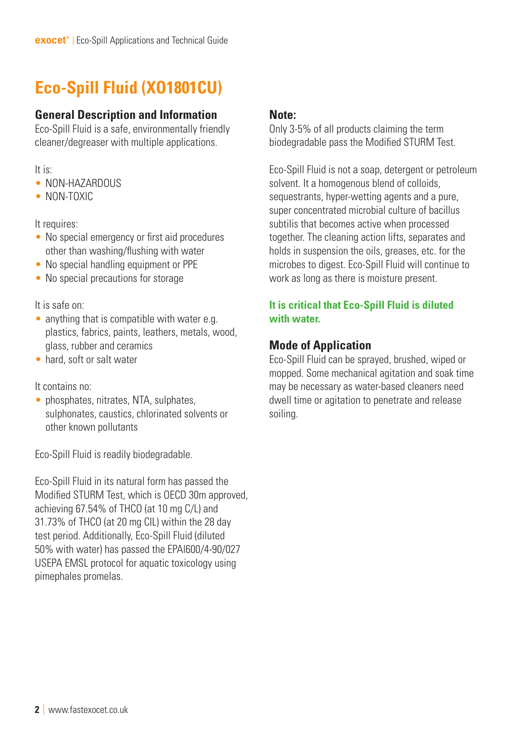# Eco-Spill Fluid (XO1801CU)

## General Description and Information

Eco-Spill Fluid is a safe, environmentally friendly cleaner/degreaser with multiple applications.

It is:

- NON-HAZARDOUS
- NON-TOXIC

It requires:

- No special emergency or first aid procedures other than washing/flushing with water
- No special handling equipment or PPE
- No special precautions for storage

It is safe on:

- anything that is compatible with water e.g. plastics, fabrics, paints, leathers, metals, wood, glass, rubber and ceramics
- hard, soft or salt water

It contains no:

- phosphates, nitrates, NTA, sulphates, sulphonates, caustics, chlorinated solvents or other known pollutants

Eco-Spill Fluid is readily biodegradable.

Eco-Spill Fluid in its natural form has passed the Modified STURM Test, which is OECD 30m approved, achieving 67.54% of THCO (at 10 mg C/L) and 31.73% of THCO (at 20 mg CIL) within the 28 day test period. Additionally, Eco-Spill Fluid (diluted 50% with water) has passed the EPAI600/4-90/027 USEPA EMSL protocol for aquatic toxicology using pimephales promelas.

## Note:

Only 3-5% of all products claiming the term biodegradable pass the Modified STURM Test.

Eco-Spill Fluid is not a soap, detergent or petroleum solvent. It a homogenous blend of colloids, sequestrants, hyper-wetting agents and a pure, super concentrated microbial culture of bacillus subtilis that becomes active when processed together. The cleaning action lifts, separates and holds in suspension the oils, greases, etc. for the microbes to digest. Eco-Spill Fluid will continue to work as long as there is moisture present.

**It is critical that Eco-Spill Fluid is diluted with water.**

## Mode of Application

Eco-Spill Fluid can be sprayed, brushed, wiped or mopped. Some mechanical agitation and soak time may be necessary as water-based cleaners need dwell time or agitation to penetrate and release soiling.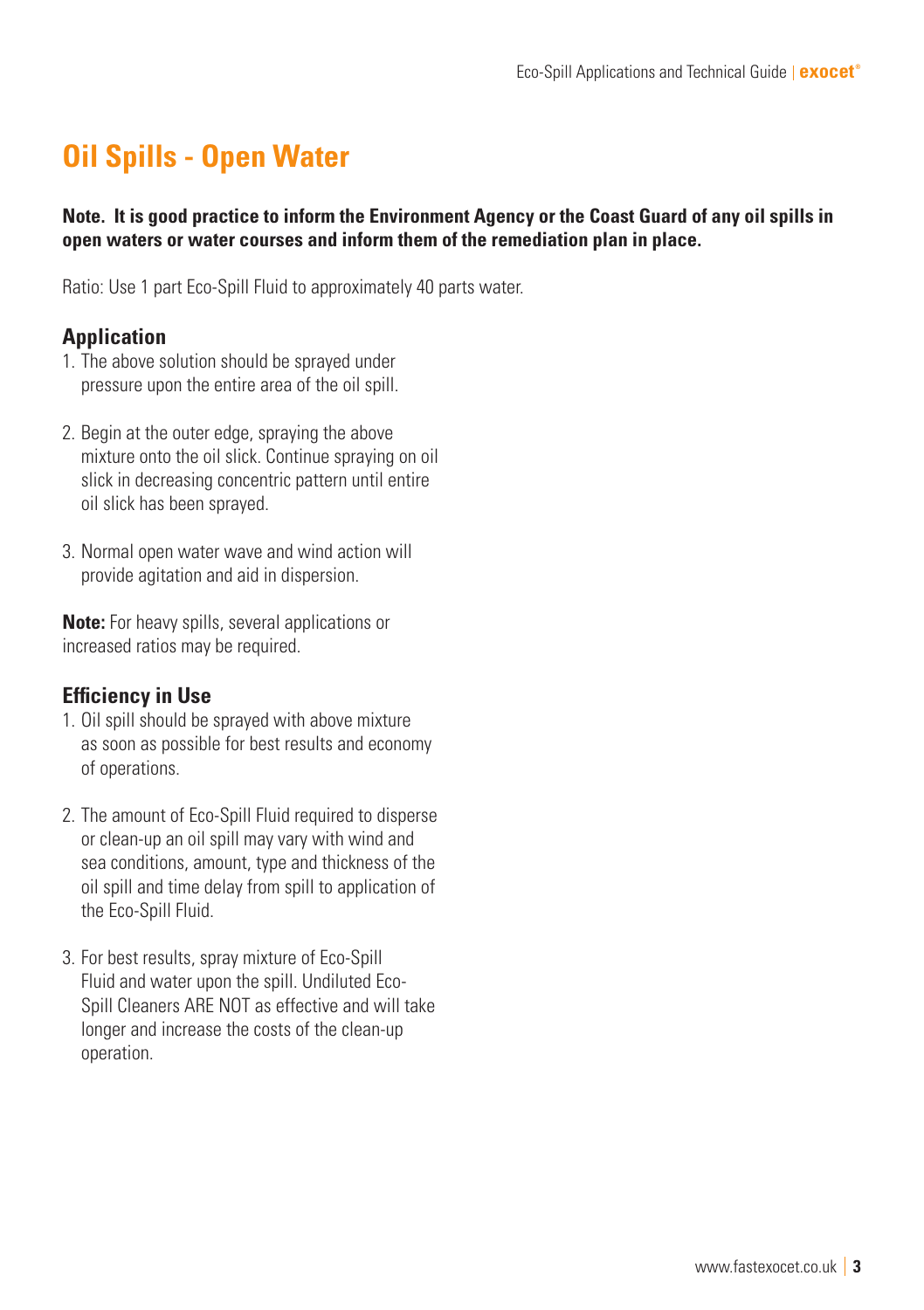# Oil Spills - Open Water

**Note. It is good practice to inform the Environment Agency or the Coast Guard of any oil spills in open waters or water courses and inform them of the remediation plan in place.**

Ratio: Use 1 part Eco-Spill Fluid to approximately 40 parts water.

## Application

1. The above solution should be sprayed under pressure upon the entire area of the oil spill.
2. Begin at the outer edge, spraying the above mixture onto the oil slick. Continue spraying on oil slick in decreasing concentric pattern until entire oil slick has been sprayed.
3. Normal open water wave and wind action will provide agitation and aid in dispersion.

**Note:** For heavy spills, several applications or increased ratios may be required.

## Efficiency in Use

1. Oil spill should be sprayed with above mixture as soon as possible for best results and economy of operations.
2. The amount of Eco-Spill Fluid required to disperse or clean-up an oil spill may vary with wind and sea conditions, amount, type and thickness of the oil spill and time delay from spill to application of the Eco-Spill Fluid.
3. For best results, spray mixture of Eco-Spill Fluid and water upon the spill. Undiluted Eco-Spill Cleaners ARE NOT as effective and will take longer and increase the costs of the clean-up operation.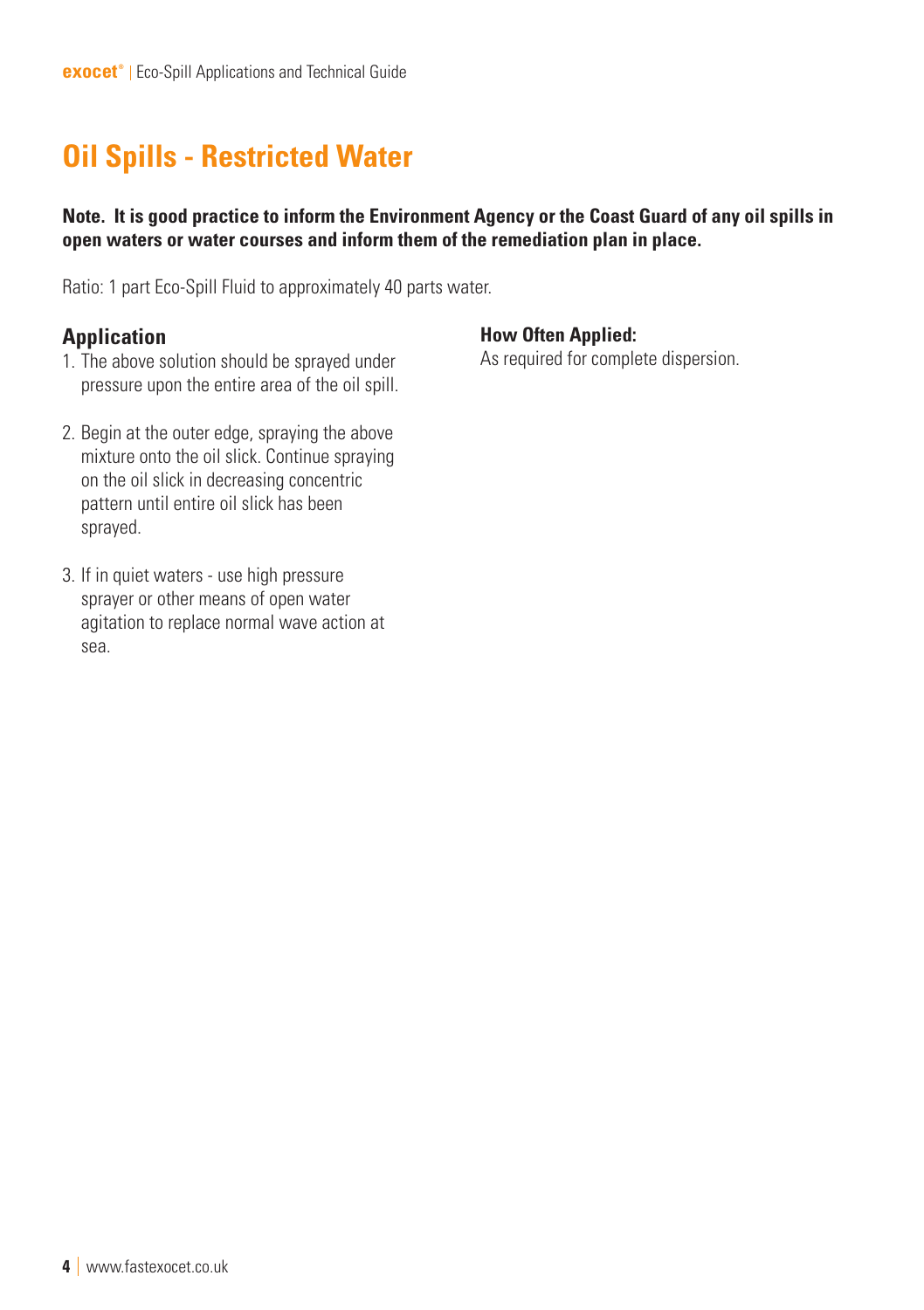# Oil Spills - Restricted Water

**Note. It is good practice to inform the Environment Agency or the Coast Guard of any oil spills in open waters or water courses and inform them of the remediation plan in place.**

Ratio: 1 part Eco-Spill Fluid to approximately 40 parts water.

## Application

1. The above solution should be sprayed under pressure upon the entire area of the oil spill.

2. Begin at the outer edge, spraying the above mixture onto the oil slick. Continue spraying on the oil slick in decreasing concentric pattern until entire oil slick has been sprayed.

3. If in quiet waters - use high pressure sprayer or other means of open water agitation to replace normal wave action at sea.

**How Often Applied:**
As required for complete dispersion.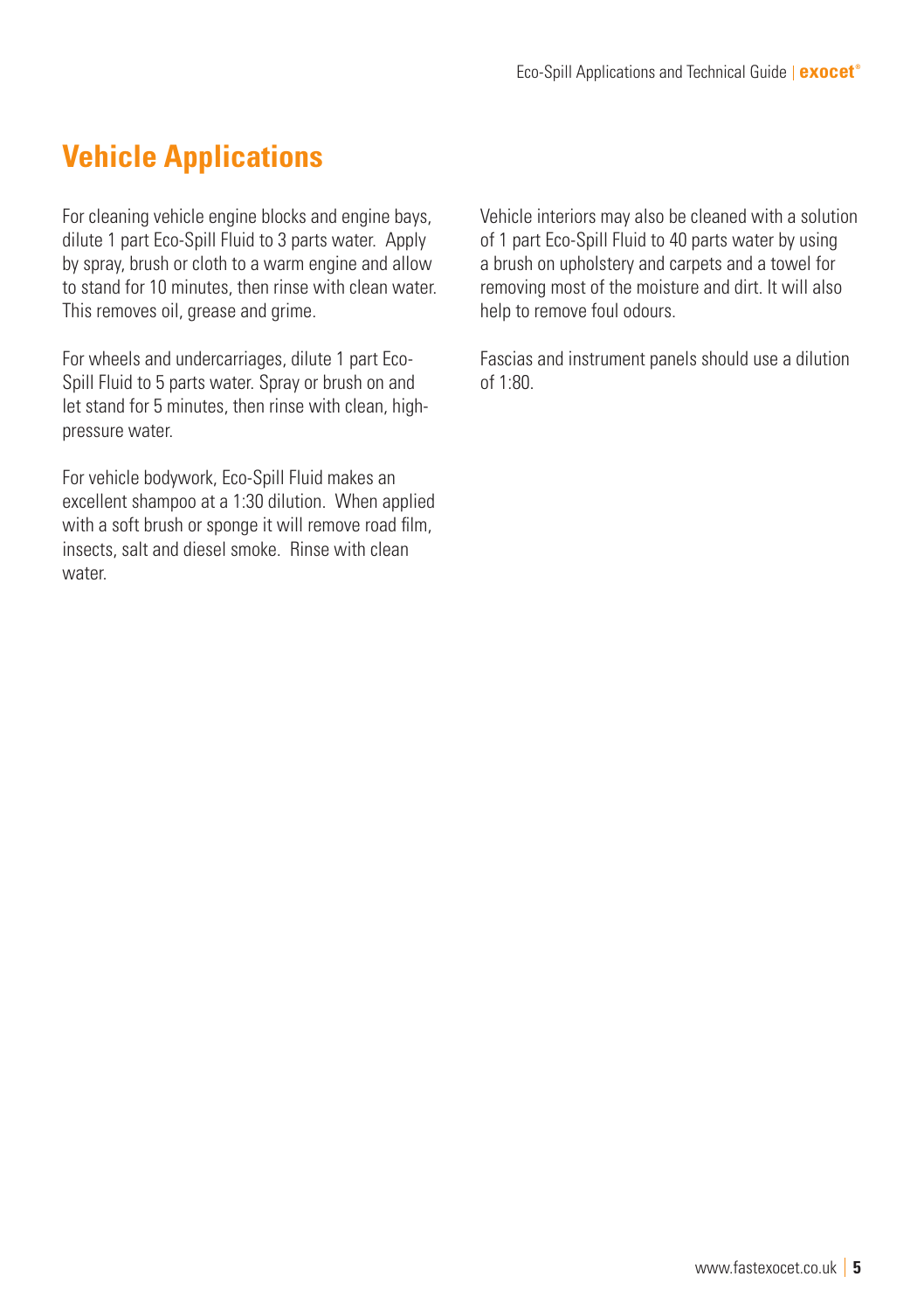## Vehicle Applications

For cleaning vehicle engine blocks and engine bays, dilute 1 part Eco-Spill Fluid to 3 parts water. Apply by spray, brush or cloth to a warm engine and allow to stand for 10 minutes, then rinse with clean water. This removes oil, grease and grime.

For wheels and undercarriages, dilute 1 part Eco-Spill Fluid to 5 parts water. Spray or brush on and let stand for 5 minutes, then rinse with clean, high-pressure water.

For vehicle bodywork, Eco-Spill Fluid makes an excellent shampoo at a 1:30 dilution. When applied with a soft brush or sponge it will remove road film, insects, salt and diesel smoke. Rinse with clean water.

Vehicle interiors may also be cleaned with a solution of 1 part Eco-Spill Fluid to 40 parts water by using a brush on upholstery and carpets and a towel for removing most of the moisture and dirt. It will also help to remove foul odours.

Fascias and instrument panels should use a dilution of 1:80.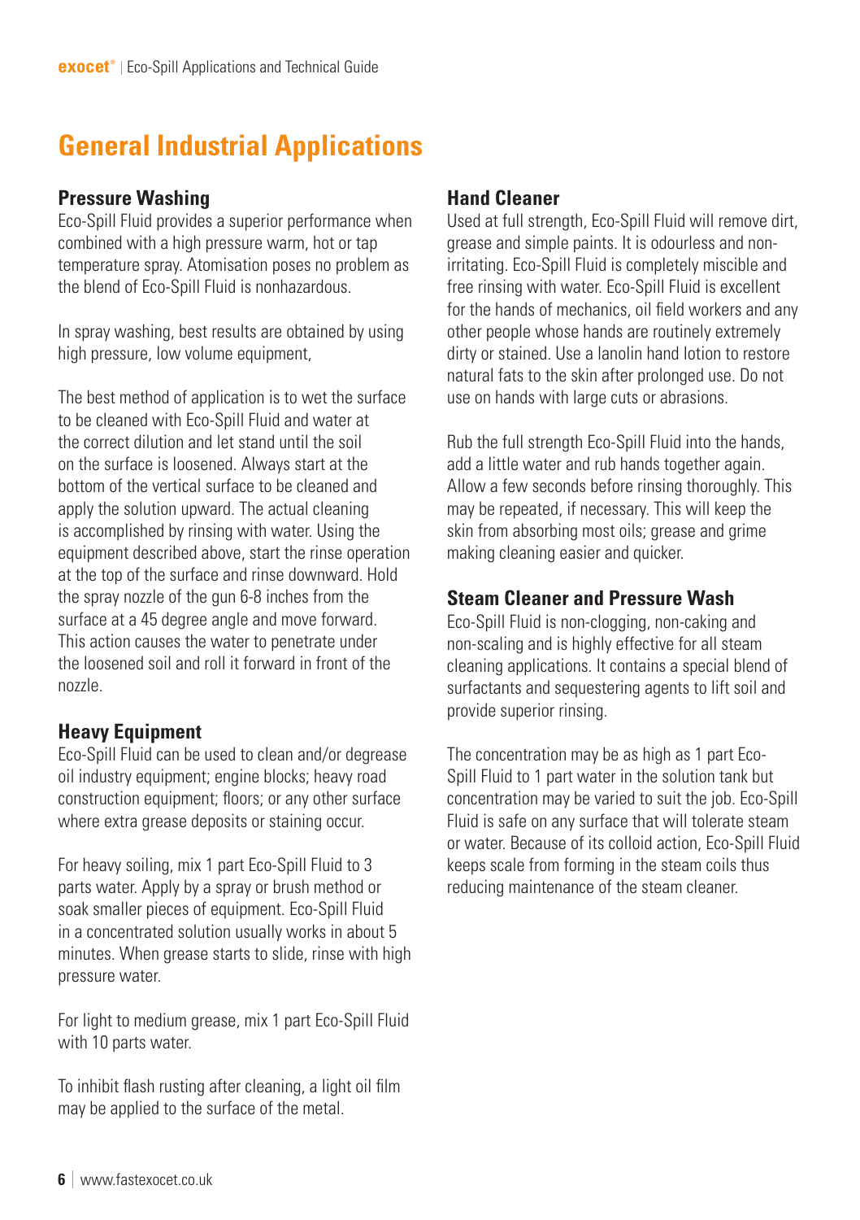# General Industrial Applications

## Pressure Washing

Eco-Spill Fluid provides a superior performance when combined with a high pressure warm, hot or tap temperature spray. Atomisation poses no problem as the blend of Eco-Spill Fluid is nonhazardous.

In spray washing, best results are obtained by using high pressure, low volume equipment,

The best method of application is to wet the surface to be cleaned with Eco-Spill Fluid and water at the correct dilution and let stand until the soil on the surface is loosened. Always start at the bottom of the vertical surface to be cleaned and apply the solution upward. The actual cleaning is accomplished by rinsing with water. Using the equipment described above, start the rinse operation at the top of the surface and rinse downward. Hold the spray nozzle of the gun 6-8 inches from the surface at a 45 degree angle and move forward. This action causes the water to penetrate under the loosened soil and roll it forward in front of the nozzle.

## Heavy Equipment

Eco-Spill Fluid can be used to clean and/or degrease oil industry equipment; engine blocks; heavy road construction equipment; floors; or any other surface where extra grease deposits or staining occur.

For heavy soiling, mix 1 part Eco-Spill Fluid to 3 parts water. Apply by a spray or brush method or soak smaller pieces of equipment. Eco-Spill Fluid in a concentrated solution usually works in about 5 minutes. When grease starts to slide, rinse with high pressure water.

For light to medium grease, mix 1 part Eco-Spill Fluid with 10 parts water.

To inhibit flash rusting after cleaning, a light oil film may be applied to the surface of the metal.

## Hand Cleaner

Used at full strength, Eco-Spill Fluid will remove dirt, grease and simple paints. It is odourless and non-irritating. Eco-Spill Fluid is completely miscible and free rinsing with water. Eco-Spill Fluid is excellent for the hands of mechanics, oil field workers and any other people whose hands are routinely extremely dirty or stained. Use a lanolin hand lotion to restore natural fats to the skin after prolonged use. Do not use on hands with large cuts or abrasions.

Rub the full strength Eco-Spill Fluid into the hands, add a little water and rub hands together again. Allow a few seconds before rinsing thoroughly. This may be repeated, if necessary. This will keep the skin from absorbing most oils; grease and grime making cleaning easier and quicker.

## Steam Cleaner and Pressure Wash

Eco-Spill Fluid is non-clogging, non-caking and non-scaling and is highly effective for all steam cleaning applications. It contains a special blend of surfactants and sequestering agents to lift soil and provide superior rinsing.

The concentration may be as high as 1 part Eco-Spill Fluid to 1 part water in the solution tank but concentration may be varied to suit the job. Eco-Spill Fluid is safe on any surface that will tolerate steam or water. Because of its colloid action, Eco-Spill Fluid keeps scale from forming in the steam coils thus reducing maintenance of the steam cleaner.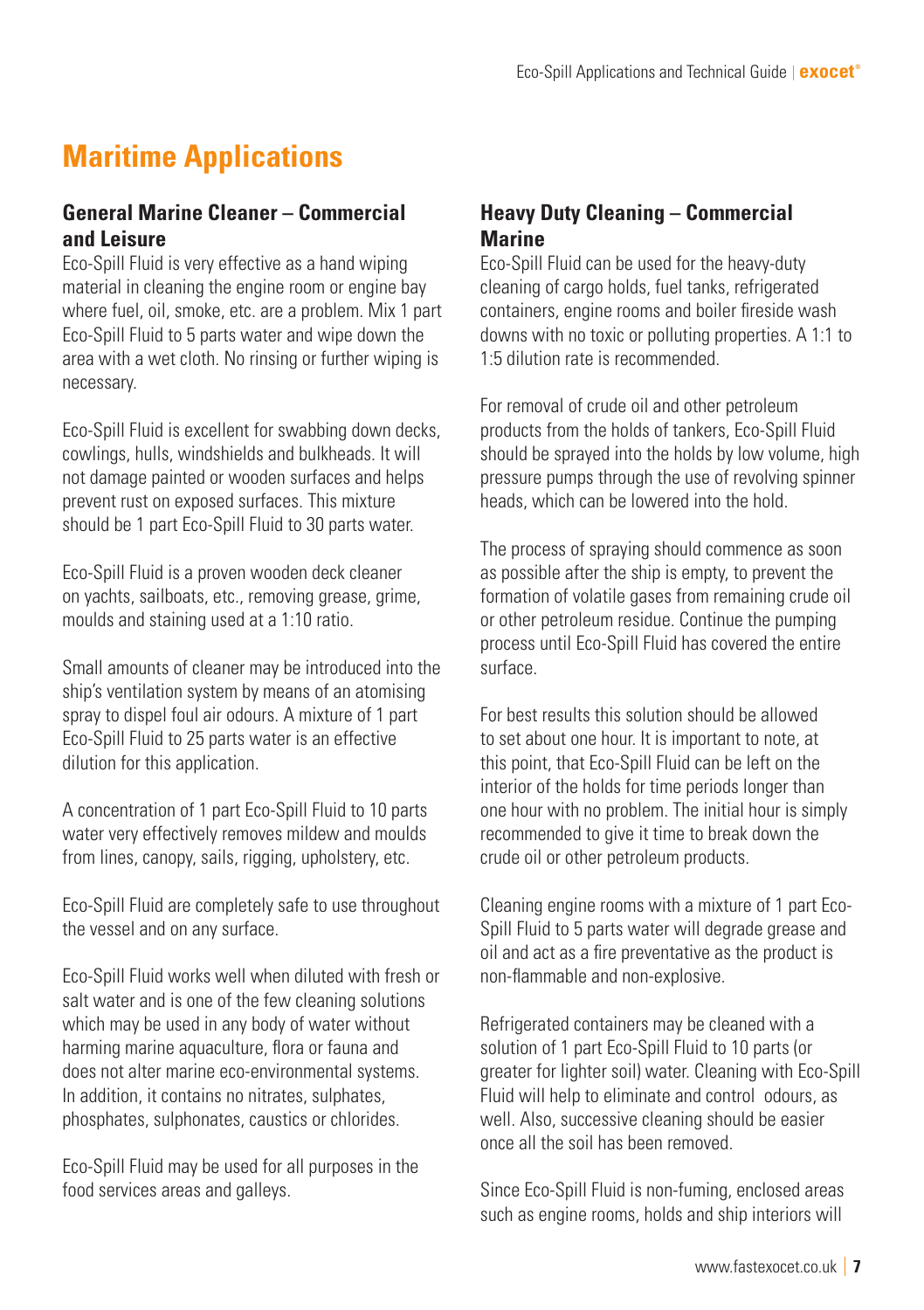# Maritime Applications

## General Marine Cleaner – Commercial and Leisure

Eco-Spill Fluid is very effective as a hand wiping material in cleaning the engine room or engine bay where fuel, oil, smoke, etc. are a problem. Mix 1 part Eco-Spill Fluid to 5 parts water and wipe down the area with a wet cloth. No rinsing or further wiping is necessary.

Eco-Spill Fluid is excellent for swabbing down decks, cowlings, hulls, windshields and bulkheads. It will not damage painted or wooden surfaces and helps prevent rust on exposed surfaces. This mixture should be 1 part Eco-Spill Fluid to 30 parts water.

Eco-Spill Fluid is a proven wooden deck cleaner on yachts, sailboats, etc., removing grease, grime, moulds and staining used at a 1:10 ratio.

Small amounts of cleaner may be introduced into the ship's ventilation system by means of an atomising spray to dispel foul air odours. A mixture of 1 part Eco-Spill Fluid to 25 parts water is an effective dilution for this application.

A concentration of 1 part Eco-Spill Fluid to 10 parts water very effectively removes mildew and moulds from lines, canopy, sails, rigging, upholstery, etc.

Eco-Spill Fluid are completely safe to use throughout the vessel and on any surface.

Eco-Spill Fluid works well when diluted with fresh or salt water and is one of the few cleaning solutions which may be used in any body of water without harming marine aquaculture, flora or fauna and does not alter marine eco-environmental systems. In addition, it contains no nitrates, sulphates, phosphates, sulphonates, caustics or chlorides.

Eco-Spill Fluid may be used for all purposes in the food services areas and galleys.

## Heavy Duty Cleaning – Commercial Marine

Eco-Spill Fluid can be used for the heavy-duty cleaning of cargo holds, fuel tanks, refrigerated containers, engine rooms and boiler fireside wash downs with no toxic or polluting properties. A 1:1 to 1:5 dilution rate is recommended.

For removal of crude oil and other petroleum products from the holds of tankers, Eco-Spill Fluid should be sprayed into the holds by low volume, high pressure pumps through the use of revolving spinner heads, which can be lowered into the hold.

The process of spraying should commence as soon as possible after the ship is empty, to prevent the formation of volatile gases from remaining crude oil or other petroleum residue. Continue the pumping process until Eco-Spill Fluid has covered the entire surface.

For best results this solution should be allowed to set about one hour. It is important to note, at this point, that Eco-Spill Fluid can be left on the interior of the holds for time periods longer than one hour with no problem. The initial hour is simply recommended to give it time to break down the crude oil or other petroleum products.

Cleaning engine rooms with a mixture of 1 part Eco-Spill Fluid to 5 parts water will degrade grease and oil and act as a fire preventative as the product is non-flammable and non-explosive.

Refrigerated containers may be cleaned with a solution of 1 part Eco-Spill Fluid to 10 parts (or greater for lighter soil) water. Cleaning with Eco-Spill Fluid will help to eliminate and control odours, as well. Also, successive cleaning should be easier once all the soil has been removed.

Since Eco-Spill Fluid is non-fuming, enclosed areas such as engine rooms, holds and ship interiors will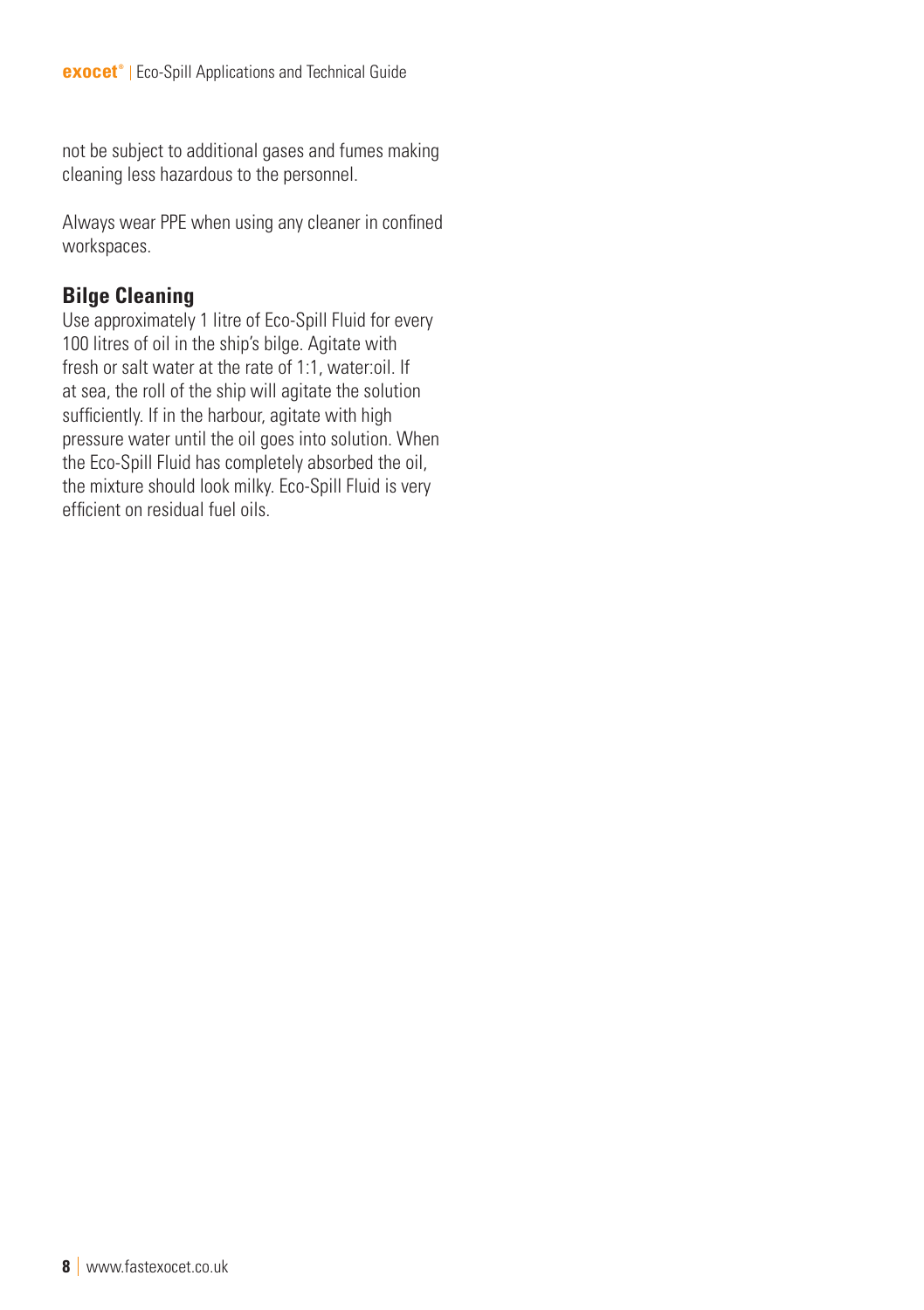not be subject to additional gases and fumes making cleaning less hazardous to the personnel.

Always wear PPE when using any cleaner in confined workspaces.

## Bilge Cleaning

Use approximately 1 litre of Eco-Spill Fluid for every 100 litres of oil in the ship's bilge. Agitate with fresh or salt water at the rate of 1:1, water:oil. If at sea, the roll of the ship will agitate the solution sufficiently. If in the harbour, agitate with high pressure water until the oil goes into solution. When the Eco-Spill Fluid has completely absorbed the oil, the mixture should look milky. Eco-Spill Fluid is very efficient on residual fuel oils.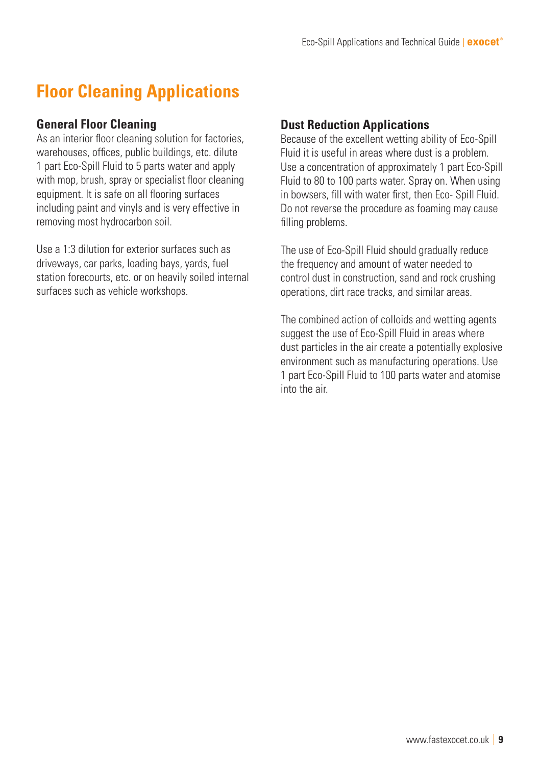# Floor Cleaning Applications

## General Floor Cleaning

As an interior floor cleaning solution for factories, warehouses, offices, public buildings, etc. dilute 1 part Eco-Spill Fluid to 5 parts water and apply with mop, brush, spray or specialist floor cleaning equipment. It is safe on all flooring surfaces including paint and vinyls and is very effective in removing most hydrocarbon soil.

Use a 1:3 dilution for exterior surfaces such as driveways, car parks, loading bays, yards, fuel station forecourts, etc. or on heavily soiled internal surfaces such as vehicle workshops.

## Dust Reduction Applications

Because of the excellent wetting ability of Eco-Spill Fluid it is useful in areas where dust is a problem. Use a concentration of approximately 1 part Eco-Spill Fluid to 80 to 100 parts water. Spray on. When using in bowsers, fill with water first, then Eco- Spill Fluid. Do not reverse the procedure as foaming may cause filling problems.

The use of Eco-Spill Fluid should gradually reduce the frequency and amount of water needed to control dust in construction, sand and rock crushing operations, dirt race tracks, and similar areas.

The combined action of colloids and wetting agents suggest the use of Eco-Spill Fluid in areas where dust particles in the air create a potentially explosive environment such as manufacturing operations. Use 1 part Eco-Spill Fluid to 100 parts water and atomise into the air.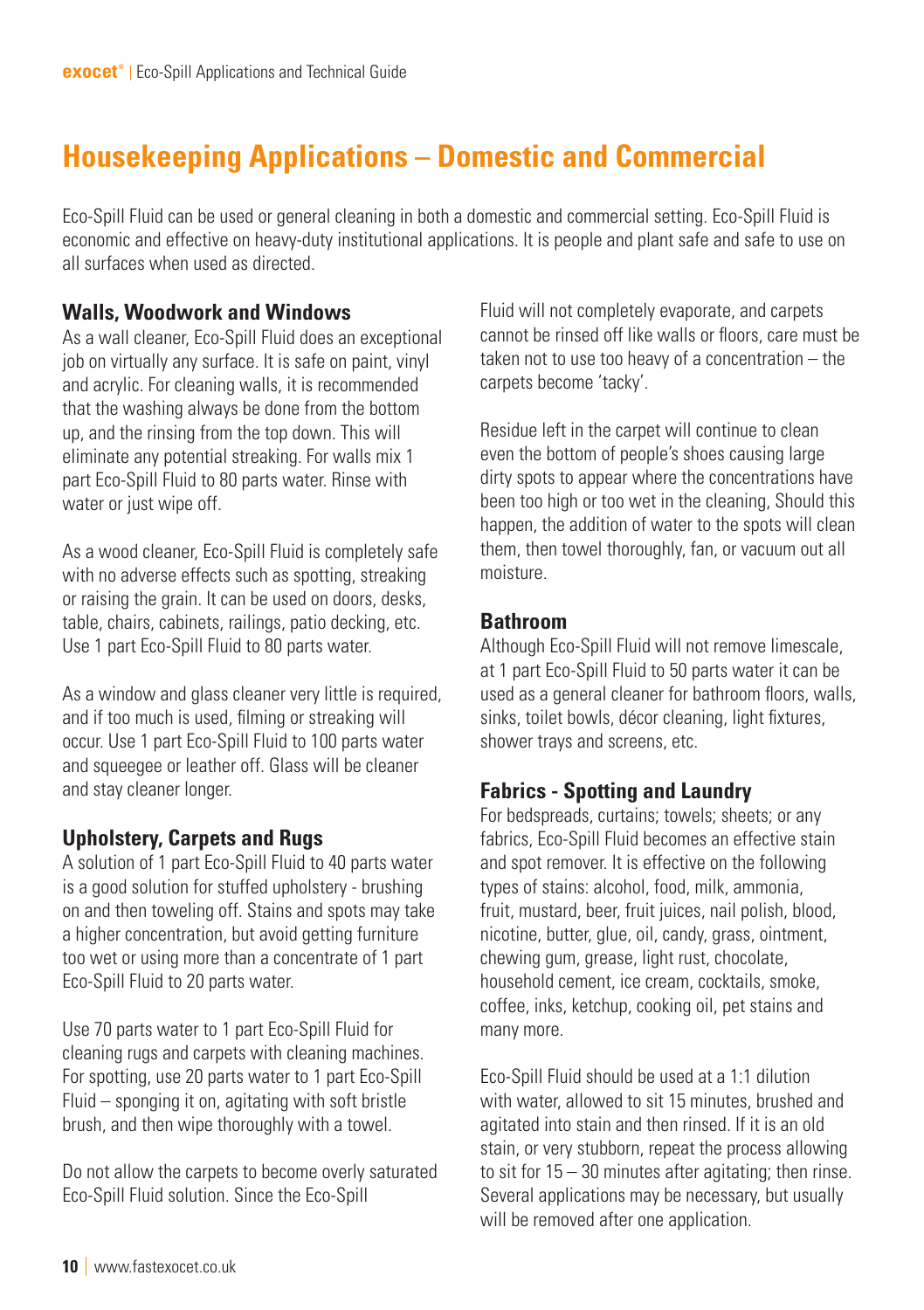# Housekeeping Applications – Domestic and Commercial

Eco-Spill Fluid can be used or general cleaning in both a domestic and commercial setting. Eco-Spill Fluid is economic and effective on heavy-duty institutional applications. It is people and plant safe and safe to use on all surfaces when used as directed.

### Walls, Woodwork and Windows

As a wall cleaner, Eco-Spill Fluid does an exceptional job on virtually any surface. It is safe on paint, vinyl and acrylic. For cleaning walls, it is recommended that the washing always be done from the bottom up, and the rinsing from the top down. This will eliminate any potential streaking. For walls mix 1 part Eco-Spill Fluid to 80 parts water. Rinse with water or just wipe off.

As a wood cleaner, Eco-Spill Fluid is completely safe with no adverse effects such as spotting, streaking or raising the grain. It can be used on doors, desks, table, chairs, cabinets, railings, patio decking, etc. Use 1 part Eco-Spill Fluid to 80 parts water.

As a window and glass cleaner very little is required, and if too much is used, filming or streaking will occur. Use 1 part Eco-Spill Fluid to 100 parts water and squeegee or leather off. Glass will be cleaner and stay cleaner longer.

### Upholstery, Carpets and Rugs

A solution of 1 part Eco-Spill Fluid to 40 parts water is a good solution for stuffed upholstery - brushing on and then toweling off. Stains and spots may take a higher concentration, but avoid getting furniture too wet or using more than a concentrate of 1 part Eco-Spill Fluid to 20 parts water.

Use 70 parts water to 1 part Eco-Spill Fluid for cleaning rugs and carpets with cleaning machines. For spotting, use 20 parts water to 1 part Eco-Spill Fluid – sponging it on, agitating with soft bristle brush, and then wipe thoroughly with a towel.

Do not allow the carpets to become overly saturated Eco-Spill Fluid solution. Since the Eco-Spill Fluid will not completely evaporate, and carpets cannot be rinsed off like walls or floors, care must be taken not to use too heavy of a concentration – the carpets become 'tacky'.

Residue left in the carpet will continue to clean even the bottom of people's shoes causing large dirty spots to appear where the concentrations have been too high or too wet in the cleaning, Should this happen, the addition of water to the spots will clean them, then towel thoroughly, fan, or vacuum out all moisture.

### Bathroom

Although Eco-Spill Fluid will not remove limescale, at 1 part Eco-Spill Fluid to 50 parts water it can be used as a general cleaner for bathroom floors, walls, sinks, toilet bowls, décor cleaning, light fixtures, shower trays and screens, etc.

### Fabrics - Spotting and Laundry

For bedspreads, curtains; towels; sheets; or any fabrics, Eco-Spill Fluid becomes an effective stain and spot remover. It is effective on the following types of stains: alcohol, food, milk, ammonia, fruit, mustard, beer, fruit juices, nail polish, blood, nicotine, butter, glue, oil, candy, grass, ointment, chewing gum, grease, light rust, chocolate, household cement, ice cream, cocktails, smoke, coffee, inks, ketchup, cooking oil, pet stains and many more.

Eco-Spill Fluid should be used at a 1:1 dilution with water, allowed to sit 15 minutes, brushed and agitated into stain and then rinsed. If it is an old stain, or very stubborn, repeat the process allowing to sit for 15 – 30 minutes after agitating; then rinse. Several applications may be necessary, but usually will be removed after one application.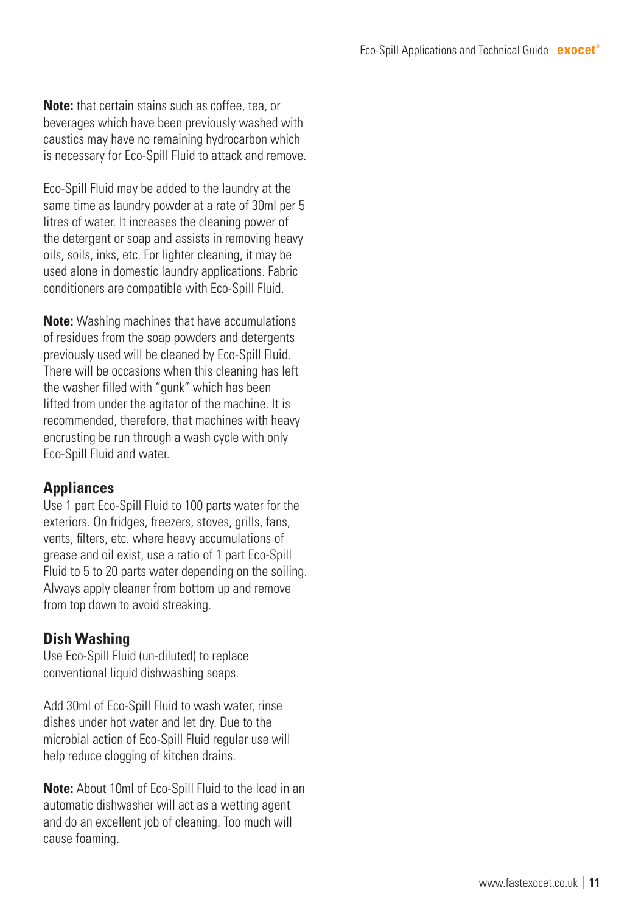**Note:** that certain stains such as coffee, tea, or beverages which have been previously washed with caustics may have no remaining hydrocarbon which is necessary for Eco-Spill Fluid to attack and remove.

Eco-Spill Fluid may be added to the laundry at the same time as laundry powder at a rate of 30ml per 5 litres of water. It increases the cleaning power of the detergent or soap and assists in removing heavy oils, soils, inks, etc. For lighter cleaning, it may be used alone in domestic laundry applications. Fabric conditioners are compatible with Eco-Spill Fluid.

**Note:** Washing machines that have accumulations of residues from the soap powders and detergents previously used will be cleaned by Eco-Spill Fluid. There will be occasions when this cleaning has left the washer filled with "gunk" which has been lifted from under the agitator of the machine. It is recommended, therefore, that machines with heavy encrusting be run through a wash cycle with only Eco-Spill Fluid and water.

### Appliances

Use 1 part Eco-Spill Fluid to 100 parts water for the exteriors. On fridges, freezers, stoves, grills, fans, vents, filters, etc. where heavy accumulations of grease and oil exist, use a ratio of 1 part Eco-Spill Fluid to 5 to 20 parts water depending on the soiling. Always apply cleaner from bottom up and remove from top down to avoid streaking.

### Dish Washing

Use Eco-Spill Fluid (un-diluted) to replace conventional liquid dishwashing soaps.

Add 30ml of Eco-Spill Fluid to wash water, rinse dishes under hot water and let dry. Due to the microbial action of Eco-Spill Fluid regular use will help reduce clogging of kitchen drains.

**Note:** About 10ml of Eco-Spill Fluid to the load in an automatic dishwasher will act as a wetting agent and do an excellent job of cleaning. Too much will cause foaming.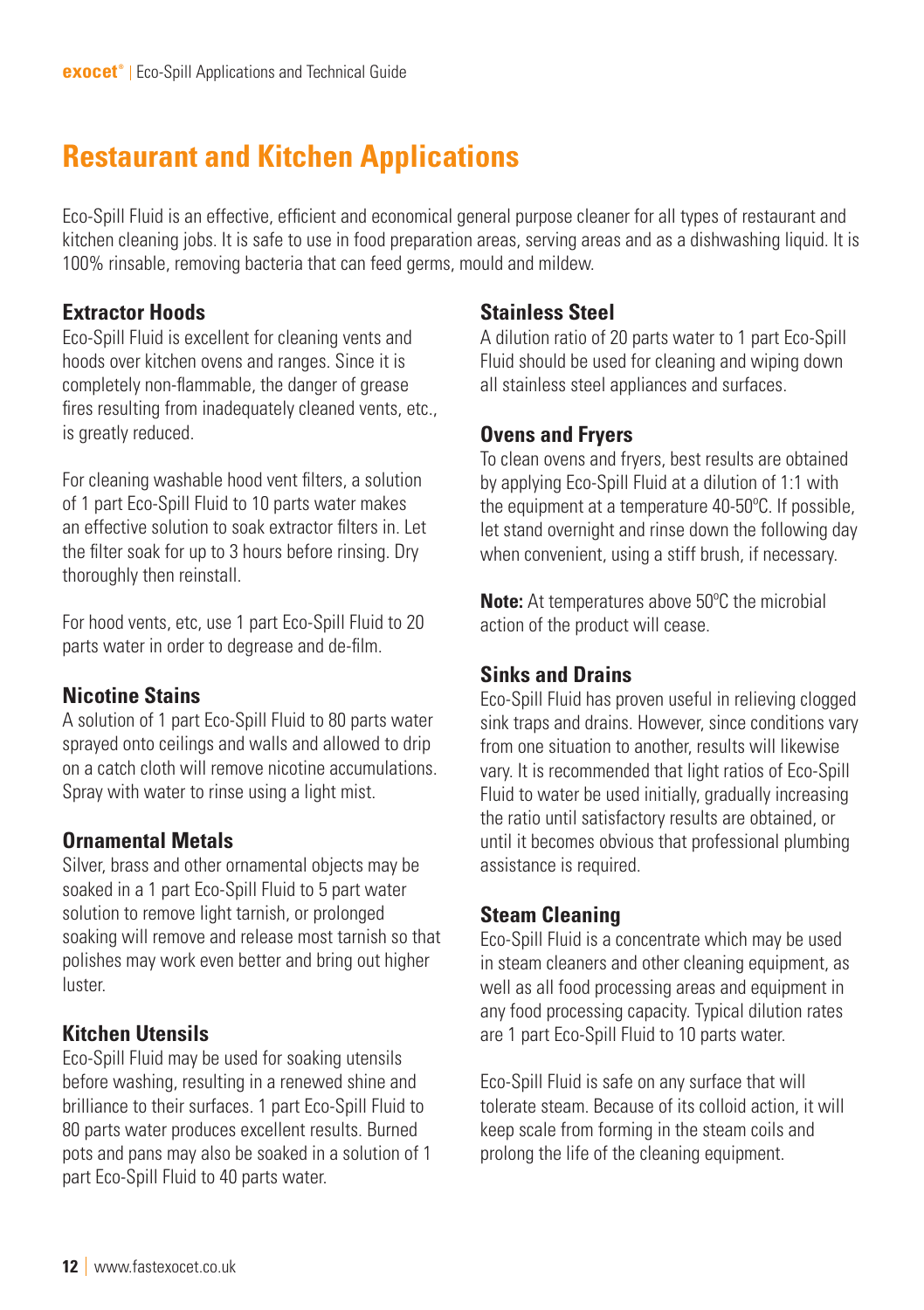# Restaurant and Kitchen Applications

Eco-Spill Fluid is an effective, efficient and economical general purpose cleaner for all types of restaurant and kitchen cleaning jobs. It is safe to use in food preparation areas, serving areas and as a dishwashing liquid. It is 100% rinsable, removing bacteria that can feed germs, mould and mildew.

## Extractor Hoods

Eco-Spill Fluid is excellent for cleaning vents and hoods over kitchen ovens and ranges. Since it is completely non-flammable, the danger of grease fires resulting from inadequately cleaned vents, etc., is greatly reduced.

For cleaning washable hood vent filters, a solution of 1 part Eco-Spill Fluid to 10 parts water makes an effective solution to soak extractor filters in. Let the filter soak for up to 3 hours before rinsing. Dry thoroughly then reinstall.

For hood vents, etc, use 1 part Eco-Spill Fluid to 20 parts water in order to degrease and de-film.

## Nicotine Stains

A solution of 1 part Eco-Spill Fluid to 80 parts water sprayed onto ceilings and walls and allowed to drip on a catch cloth will remove nicotine accumulations. Spray with water to rinse using a light mist.

## Ornamental Metals

Silver, brass and other ornamental objects may be soaked in a 1 part Eco-Spill Fluid to 5 part water solution to remove light tarnish, or prolonged soaking will remove and release most tarnish so that polishes may work even better and bring out higher luster.

## Kitchen Utensils

Eco-Spill Fluid may be used for soaking utensils before washing, resulting in a renewed shine and brilliance to their surfaces. 1 part Eco-Spill Fluid to 80 parts water produces excellent results. Burned pots and pans may also be soaked in a solution of 1 part Eco-Spill Fluid to 40 parts water.

## Stainless Steel

A dilution ratio of 20 parts water to 1 part Eco-Spill Fluid should be used for cleaning and wiping down all stainless steel appliances and surfaces.

## Ovens and Fryers

To clean ovens and fryers, best results are obtained by applying Eco-Spill Fluid at a dilution of 1:1 with the equipment at a temperature 40-50ºC. If possible, let stand overnight and rinse down the following day when convenient, using a stiff brush, if necessary.

**Note:** At temperatures above 50ºC the microbial action of the product will cease.

## Sinks and Drains

Eco-Spill Fluid has proven useful in relieving clogged sink traps and drains. However, since conditions vary from one situation to another, results will likewise vary. It is recommended that light ratios of Eco-Spill Fluid to water be used initially, gradually increasing the ratio until satisfactory results are obtained, or until it becomes obvious that professional plumbing assistance is required.

## Steam Cleaning

Eco-Spill Fluid is a concentrate which may be used in steam cleaners and other cleaning equipment, as well as all food processing areas and equipment in any food processing capacity. Typical dilution rates are 1 part Eco-Spill Fluid to 10 parts water.

Eco-Spill Fluid is safe on any surface that will tolerate steam. Because of its colloid action, it will keep scale from forming in the steam coils and prolong the life of the cleaning equipment.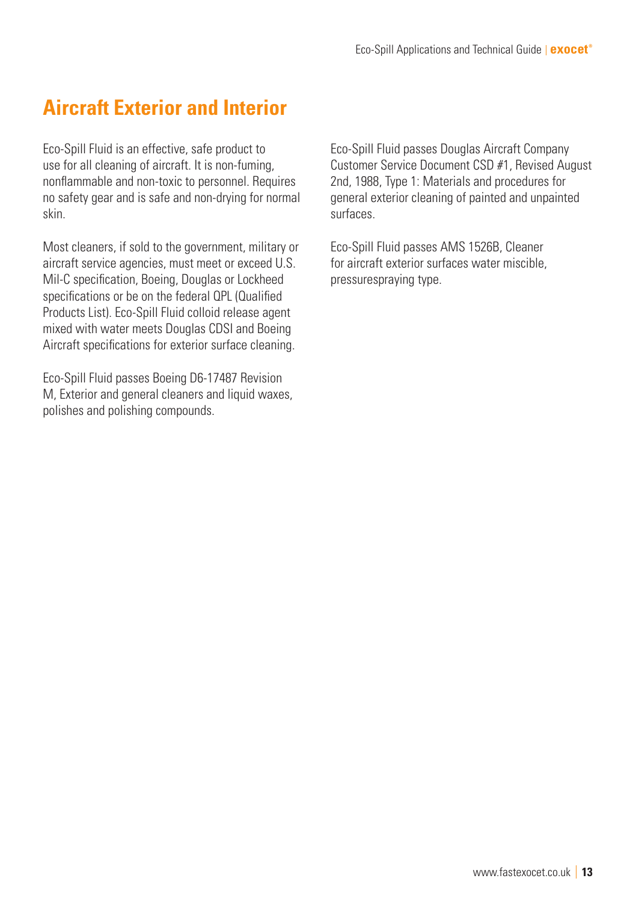# Aircraft Exterior and Interior

Eco-Spill Fluid is an effective, safe product to use for all cleaning of aircraft. It is non-fuming, nonflammable and non-toxic to personnel. Requires no safety gear and is safe and non-drying for normal skin.

Most cleaners, if sold to the government, military or aircraft service agencies, must meet or exceed U.S. Mil-C specification, Boeing, Douglas or Lockheed specifications or be on the federal QPL (Qualified Products List). Eco-Spill Fluid colloid release agent mixed with water meets Douglas CDSI and Boeing Aircraft specifications for exterior surface cleaning.

Eco-Spill Fluid passes Boeing D6-17487 Revision M, Exterior and general cleaners and liquid waxes, polishes and polishing compounds.

Eco-Spill Fluid passes Douglas Aircraft Company Customer Service Document CSD #1, Revised August 2nd, 1988, Type 1: Materials and procedures for general exterior cleaning of painted and unpainted surfaces.

Eco-Spill Fluid passes AMS 1526B, Cleaner for aircraft exterior surfaces water miscible, pressurespraying type.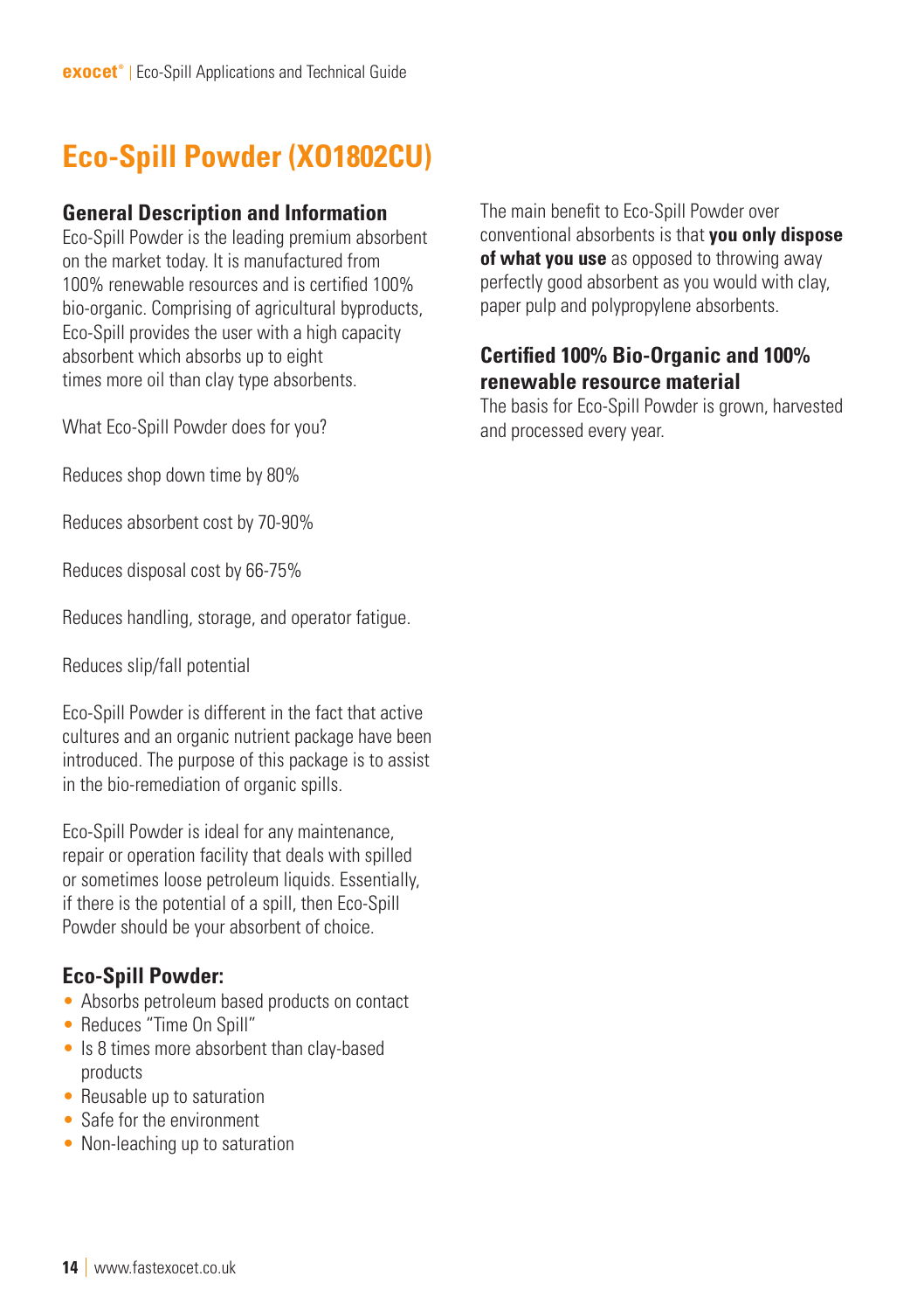# Eco-Spill Powder (XO1802CU)

## General Description and Information

Eco-Spill Powder is the leading premium absorbent on the market today. It is manufactured from 100% renewable resources and is certified 100% bio-organic. Comprising of agricultural byproducts, Eco-Spill provides the user with a high capacity absorbent which absorbs up to eight times more oil than clay type absorbents.

What Eco-Spill Powder does for you?

Reduces shop down time by 80%

Reduces absorbent cost by 70-90%

Reduces disposal cost by 66-75%

Reduces handling, storage, and operator fatigue.

Reduces slip/fall potential

Eco-Spill Powder is different in the fact that active cultures and an organic nutrient package have been introduced. The purpose of this package is to assist in the bio-remediation of organic spills.

Eco-Spill Powder is ideal for any maintenance, repair or operation facility that deals with spilled or sometimes loose petroleum liquids. Essentially, if there is the potential of a spill, then Eco-Spill Powder should be your absorbent of choice.

## Eco-Spill Powder:

- Absorbs petroleum based products on contact
- Reduces "Time On Spill"
- Is 8 times more absorbent than clay-based products
- Reusable up to saturation
- Safe for the environment
- Non-leaching up to saturation

The main benefit to Eco-Spill Powder over conventional absorbents is that **you only dispose of what you use** as opposed to throwing away perfectly good absorbent as you would with clay, paper pulp and polypropylene absorbents.

## Certified 100% Bio-Organic and 100% renewable resource material

The basis for Eco-Spill Powder is grown, harvested and processed every year.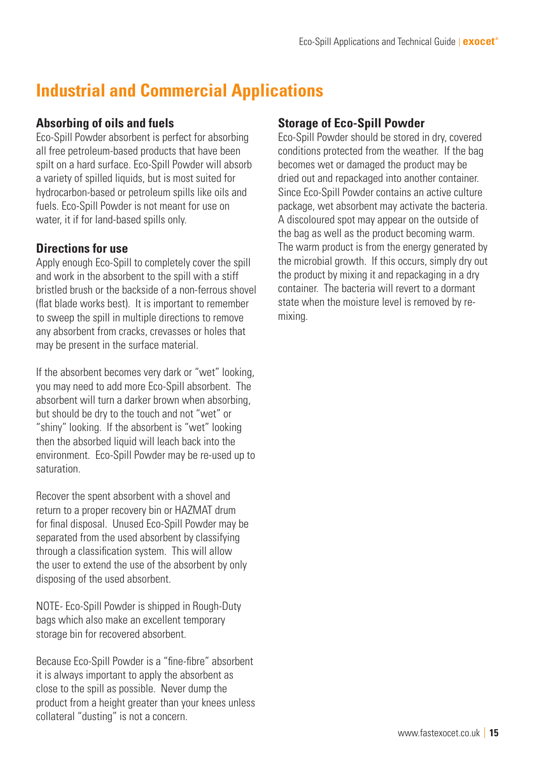# Industrial and Commercial Applications

## Absorbing of oils and fuels

Eco-Spill Powder absorbent is perfect for absorbing all free petroleum-based products that have been spilt on a hard surface. Eco-Spill Powder will absorb a variety of spilled liquids, but is most suited for hydrocarbon-based or petroleum spills like oils and fuels. Eco-Spill Powder is not meant for use on water, it if for land-based spills only.

## Directions for use

Apply enough Eco-Spill to completely cover the spill and work in the absorbent to the spill with a stiff bristled brush or the backside of a non-ferrous shovel (flat blade works best). It is important to remember to sweep the spill in multiple directions to remove any absorbent from cracks, crevasses or holes that may be present in the surface material.

If the absorbent becomes very dark or "wet" looking, you may need to add more Eco-Spill absorbent. The absorbent will turn a darker brown when absorbing, but should be dry to the touch and not "wet" or "shiny" looking. If the absorbent is "wet" looking then the absorbed liquid will leach back into the environment. Eco-Spill Powder may be re-used up to saturation.

Recover the spent absorbent with a shovel and return to a proper recovery bin or HAZMAT drum for final disposal. Unused Eco-Spill Powder may be separated from the used absorbent by classifying through a classification system. This will allow the user to extend the use of the absorbent by only disposing of the used absorbent.

NOTE- Eco-Spill Powder is shipped in Rough-Duty bags which also make an excellent temporary storage bin for recovered absorbent.

Because Eco-Spill Powder is a "fine-fibre" absorbent it is always important to apply the absorbent as close to the spill as possible. Never dump the product from a height greater than your knees unless collateral "dusting" is not a concern.

## Storage of Eco-Spill Powder

Eco-Spill Powder should be stored in dry, covered conditions protected from the weather. If the bag becomes wet or damaged the product may be dried out and repackaged into another container. Since Eco-Spill Powder contains an active culture package, wet absorbent may activate the bacteria. A discoloured spot may appear on the outside of the bag as well as the product becoming warm. The warm product is from the energy generated by the microbial growth. If this occurs, simply dry out the product by mixing it and repackaging in a dry container. The bacteria will revert to a dormant state when the moisture level is removed by re-mixing.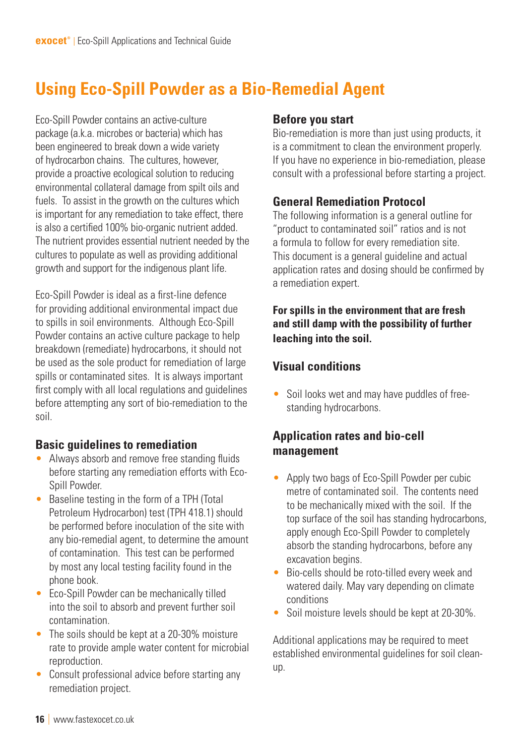## Using Eco-Spill Powder as a Bio-Remedial Agent

Eco-Spill Powder contains an active-culture package (a.k.a. microbes or bacteria) which has been engineered to break down a wide variety of hydrocarbon chains. The cultures, however, provide a proactive ecological solution to reducing environmental collateral damage from spilt oils and fuels. To assist in the growth on the cultures which is important for any remediation to take effect, there is also a certified 100% bio-organic nutrient added. The nutrient provides essential nutrient needed by the cultures to populate as well as providing additional growth and support for the indigenous plant life.

Eco-Spill Powder is ideal as a first-line defence for providing additional environmental impact due to spills in soil environments. Although Eco-Spill Powder contains an active culture package to help breakdown (remediate) hydrocarbons, it should not be used as the sole product for remediation of large spills or contaminated sites. It is always important first comply with all local regulations and guidelines before attempting any sort of bio-remediation to the soil.

### Basic guidelines to remediation

- Always absorb and remove free standing fluids before starting any remediation efforts with Eco-Spill Powder.
- Baseline testing in the form of a TPH (Total Petroleum Hydrocarbon) test (TPH 418.1) should be performed before inoculation of the site with any bio-remedial agent, to determine the amount of contamination. This test can be performed by most any local testing facility found in the phone book.
- Eco-Spill Powder can be mechanically tilled into the soil to absorb and prevent further soil contamination.
- The soils should be kept at a 20-30% moisture rate to provide ample water content for microbial reproduction.
- Consult professional advice before starting any remediation project.

### Before you start

Bio-remediation is more than just using products, it is a commitment to clean the environment properly. If you have no experience in bio-remediation, please consult with a professional before starting a project.

### General Remediation Protocol

The following information is a general outline for "product to contaminated soil" ratios and is not a formula to follow for every remediation site. This document is a general guideline and actual application rates and dosing should be confirmed by a remediation expert.

**For spills in the environment that are fresh and still damp with the possibility of further leaching into the soil.**

### Visual conditions

- Soil looks wet and may have puddles of free-standing hydrocarbons.

### Application rates and bio-cell management

- Apply two bags of Eco-Spill Powder per cubic metre of contaminated soil. The contents need to be mechanically mixed with the soil. If the top surface of the soil has standing hydrocarbons, apply enough Eco-Spill Powder to completely absorb the standing hydrocarbons, before any excavation begins.
- Bio-cells should be roto-tilled every week and watered daily. May vary depending on climate conditions
- Soil moisture levels should be kept at 20-30%.

Additional applications may be required to meet established environmental guidelines for soil clean-up.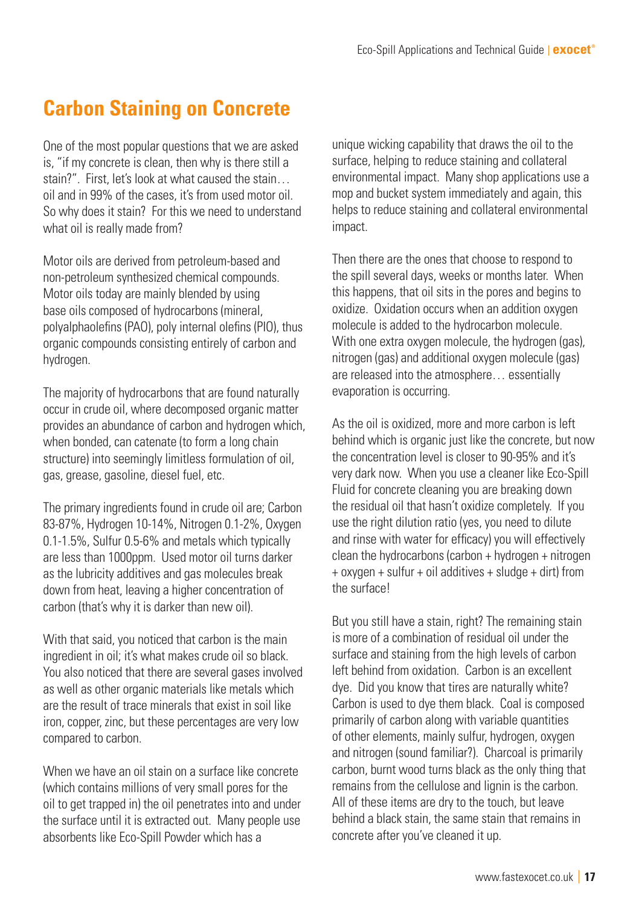# Carbon Staining on Concrete

One of the most popular questions that we are asked is, "if my concrete is clean, then why is there still a stain?". First, let's look at what caused the stain… oil and in 99% of the cases, it's from used motor oil. So why does it stain? For this we need to understand what oil is really made from?

Motor oils are derived from petroleum-based and non-petroleum synthesized chemical compounds. Motor oils today are mainly blended by using base oils composed of hydrocarbons (mineral, polyalphaolefins (PAO), poly internal olefins (PIO), thus organic compounds consisting entirely of carbon and hydrogen.

The majority of hydrocarbons that are found naturally occur in crude oil, where decomposed organic matter provides an abundance of carbon and hydrogen which, when bonded, can catenate (to form a long chain structure) into seemingly limitless formulation of oil, gas, grease, gasoline, diesel fuel, etc.

The primary ingredients found in crude oil are; Carbon 83-87%, Hydrogen 10-14%, Nitrogen 0.1-2%, Oxygen 0.1-1.5%, Sulfur 0.5-6% and metals which typically are less than 1000ppm. Used motor oil turns darker as the lubricity additives and gas molecules break down from heat, leaving a higher concentration of carbon (that's why it is darker than new oil).

With that said, you noticed that carbon is the main ingredient in oil; it's what makes crude oil so black. You also noticed that there are several gases involved as well as other organic materials like metals which are the result of trace minerals that exist in soil like iron, copper, zinc, but these percentages are very low compared to carbon.

When we have an oil stain on a surface like concrete (which contains millions of very small pores for the oil to get trapped in) the oil penetrates into and under the surface until it is extracted out. Many people use absorbents like Eco-Spill Powder which has a unique wicking capability that draws the oil to the surface, helping to reduce staining and collateral environmental impact. Many shop applications use a mop and bucket system immediately and again, this helps to reduce staining and collateral environmental impact.

Then there are the ones that choose to respond to the spill several days, weeks or months later. When this happens, that oil sits in the pores and begins to oxidize. Oxidation occurs when an addition oxygen molecule is added to the hydrocarbon molecule. With one extra oxygen molecule, the hydrogen (gas), nitrogen (gas) and additional oxygen molecule (gas) are released into the atmosphere… essentially evaporation is occurring.

As the oil is oxidized, more and more carbon is left behind which is organic just like the concrete, but now the concentration level is closer to 90-95% and it's very dark now. When you use a cleaner like Eco-Spill Fluid for concrete cleaning you are breaking down the residual oil that hasn't oxidize completely. If you use the right dilution ratio (yes, you need to dilute and rinse with water for efficacy) you will effectively clean the hydrocarbons (carbon + hydrogen + nitrogen + oxygen + sulfur + oil additives + sludge + dirt) from the surface!

But you still have a stain, right? The remaining stain is more of a combination of residual oil under the surface and staining from the high levels of carbon left behind from oxidation. Carbon is an excellent dye. Did you know that tires are naturally white? Carbon is used to dye them black. Coal is composed primarily of carbon along with variable quantities of other elements, mainly sulfur, hydrogen, oxygen and nitrogen (sound familiar?). Charcoal is primarily carbon, burnt wood turns black as the only thing that remains from the cellulose and lignin is the carbon. All of these items are dry to the touch, but leave behind a black stain, the same stain that remains in concrete after you've cleaned it up.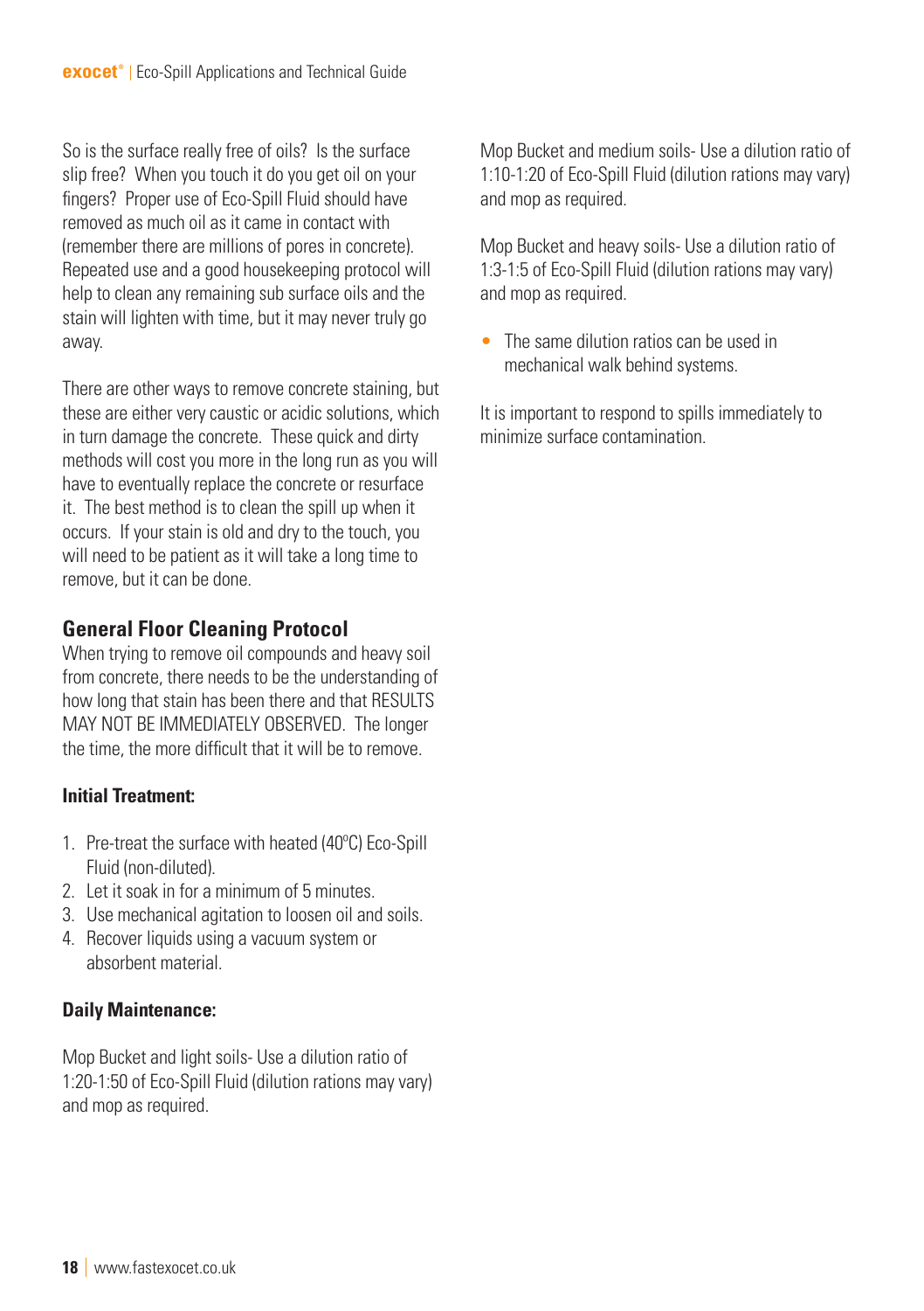So is the surface really free of oils? Is the surface slip free? When you touch it do you get oil on your fingers? Proper use of Eco-Spill Fluid should have removed as much oil as it came in contact with (remember there are millions of pores in concrete). Repeated use and a good housekeeping protocol will help to clean any remaining sub surface oils and the stain will lighten with time, but it may never truly go away.

There are other ways to remove concrete staining, but these are either very caustic or acidic solutions, which in turn damage the concrete. These quick and dirty methods will cost you more in the long run as you will have to eventually replace the concrete or resurface it. The best method is to clean the spill up when it occurs. If your stain is old and dry to the touch, you will need to be patient as it will take a long time to remove, but it can be done.

## General Floor Cleaning Protocol

When trying to remove oil compounds and heavy soil from concrete, there needs to be the understanding of how long that stain has been there and that RESULTS MAY NOT BE IMMEDIATELY OBSERVED. The longer the time, the more difficult that it will be to remove.

**Initial Treatment:**

1. Pre-treat the surface with heated (40°C) Eco-Spill Fluid (non-diluted).
2. Let it soak in for a minimum of 5 minutes.
3. Use mechanical agitation to loosen oil and soils.
4. Recover liquids using a vacuum system or absorbent material.

**Daily Maintenance:**

Mop Bucket and light soils- Use a dilution ratio of 1:20-1:50 of Eco-Spill Fluid (dilution rations may vary) and mop as required.

Mop Bucket and medium soils- Use a dilution ratio of 1:10-1:20 of Eco-Spill Fluid (dilution rations may vary) and mop as required.

Mop Bucket and heavy soils- Use a dilution ratio of 1:3-1:5 of Eco-Spill Fluid (dilution rations may vary) and mop as required.

- The same dilution ratios can be used in mechanical walk behind systems.

It is important to respond to spills immediately to minimize surface contamination.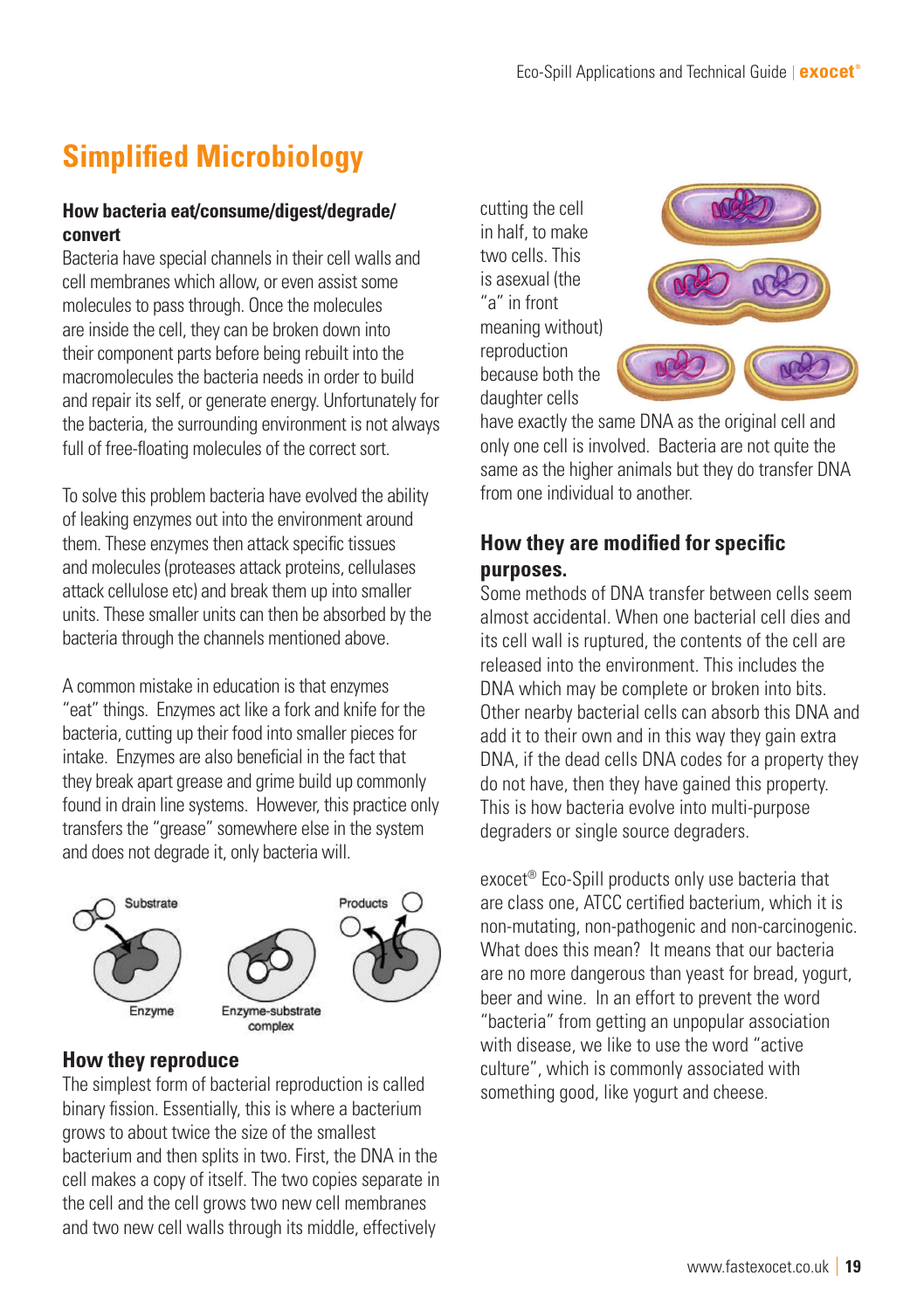# Simplified Microbiology

### How bacteria eat/consume/digest/degrade/convert

Bacteria have special channels in their cell walls and cell membranes which allow, or even assist some molecules to pass through. Once the molecules are inside the cell, they can be broken down into their component parts before being rebuilt into the macromolecules the bacteria needs in order to build and repair its self, or generate energy. Unfortunately for the bacteria, the surrounding environment is not always full of free-floating molecules of the correct sort.

To solve this problem bacteria have evolved the ability of leaking enzymes out into the environment around them. These enzymes then attack specific tissues and molecules (proteases attack proteins, cellulases attack cellulose etc) and break them up into smaller units. These smaller units can then be absorbed by the bacteria through the channels mentioned above.

A common mistake in education is that enzymes "eat" things. Enzymes act like a fork and knife for the bacteria, cutting up their food into smaller pieces for intake. Enzymes are also beneficial in the fact that they break apart grease and grime build up commonly found in drain line systems. However, this practice only transfers the "grease" somewhere else in the system and does not degrade it, only bacteria will.

Substrate | Enzyme | Enzyme-substrate complex | Products

### How they reproduce

The simplest form of bacterial reproduction is called binary fission. Essentially, this is where a bacterium grows to about twice the size of the smallest bacterium and then splits in two. First, the DNA in the cell makes a copy of itself. The two copies separate in the cell and the cell grows two new cell membranes and two new cell walls through its middle, effectively cutting the cell in half, to make two cells. This is asexual (the "a" in front meaning without) reproduction because both the daughter cells have exactly the same DNA as the original cell and only one cell is involved. Bacteria are not quite the same as the higher animals but they do transfer DNA from one individual to another.

### How they are modified for specific purposes.

Some methods of DNA transfer between cells seem almost accidental. When one bacterial cell dies and its cell wall is ruptured, the contents of the cell are released into the environment. This includes the DNA which may be complete or broken into bits. Other nearby bacterial cells can absorb this DNA and add it to their own and in this way they gain extra DNA, if the dead cells DNA codes for a property they do not have, then they have gained this property. This is how bacteria evolve into multi-purpose degraders or single source degraders.

exocet® Eco-Spill products only use bacteria that are class one, ATCC certified bacterium, which it is non-mutating, non-pathogenic and non-carcinogenic. What does this mean? It means that our bacteria are no more dangerous than yeast for bread, yogurt, beer and wine. In an effort to prevent the word "bacteria" from getting an unpopular association with disease, we like to use the word "active culture", which is commonly associated with something good, like yogurt and cheese.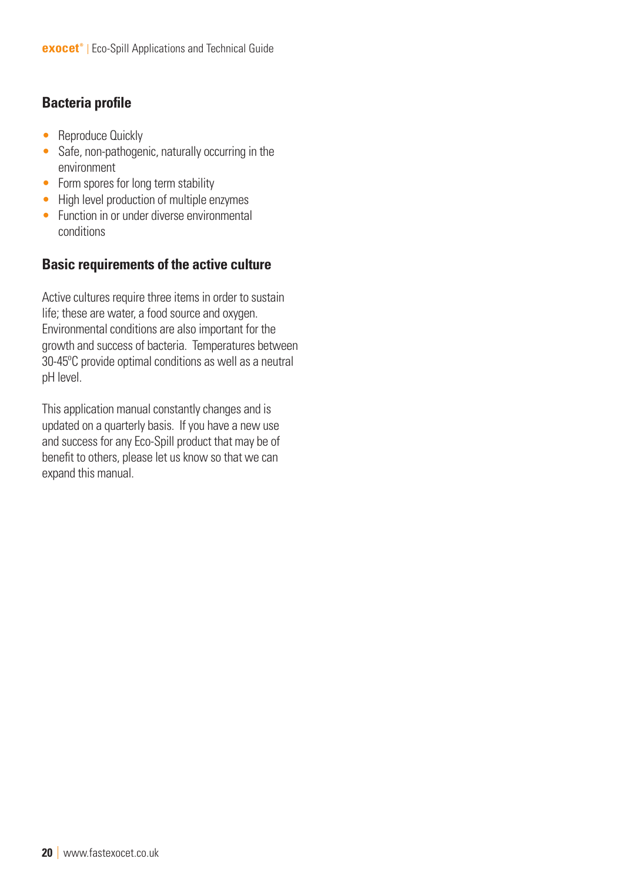## Bacteria profile

- Reproduce Quickly
- Safe, non-pathogenic, naturally occurring in the environment
- Form spores for long term stability
- High level production of multiple enzymes
- Function in or under diverse environmental conditions

## Basic requirements of the active culture

Active cultures require three items in order to sustain life; these are water, a food source and oxygen. Environmental conditions are also important for the growth and success of bacteria. Temperatures between 30-45$^{o}$C provide optimal conditions as well as a neutral pH level.

This application manual constantly changes and is updated on a quarterly basis. If you have a new use and success for any Eco-Spill product that may be of benefit to others, please let us know so that we can expand this manual.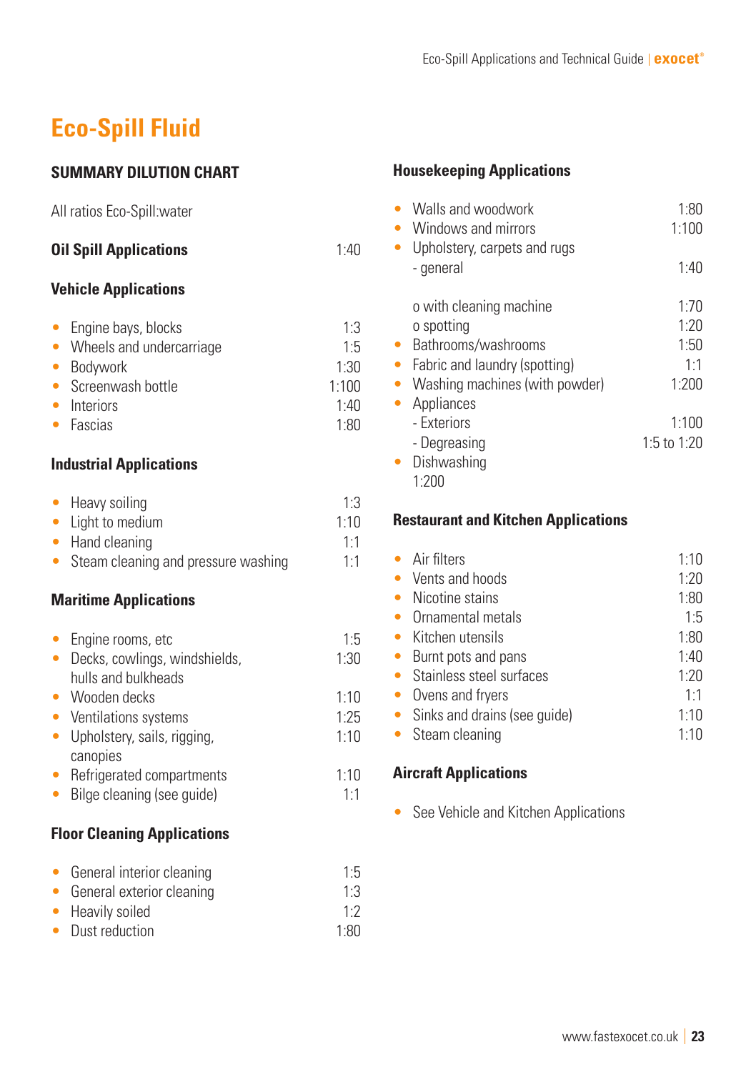# Eco-Spill Fluid

## SUMMARY DILUTION CHART

All ratios Eco-Spill:water

### Oil Spill Applications 1:40

### Vehicle Applications

- Engine bays, blocks 1:3
- Wheels and undercarriage 1:5
- Bodywork 1:30
- Screenwash bottle 1:100
- Interiors 1:40
- Fascias 1:80

### Industrial Applications

- Heavy soiling 1:3
- Light to medium 1:10
- Hand cleaning 1:1
- Steam cleaning and pressure washing 1:1

### Maritime Applications

- Engine rooms, etc 1:5
- Decks, cowlings, windshields, hulls and bulkheads 1:30
- Wooden decks 1:10
- Ventilations systems 1:25
- Upholstery, sails, rigging, canopies 1:10
- Refrigerated compartments 1:10
- Bilge cleaning (see guide) 1:1

### Floor Cleaning Applications

- General interior cleaning 1:5
- General exterior cleaning 1:3
- Heavily soiled 1:2
- Dust reduction 1:80

### Housekeeping Applications

- Walls and woodwork 1:80
- Windows and mirrors 1:100
- Upholstery, carpets and rugs
  - general 1:40
  - o with cleaning machine 1:70
  - o spotting 1:20
- Bathrooms/washrooms 1:50
- Fabric and laundry (spotting) 1:1
- Washing machines (with powder) 1:200
- Appliances
  - Exteriors 1:100
  - Degreasing 1:5 to 1:20
- Dishwashing 1:200

### Restaurant and Kitchen Applications

- Air filters 1:10
- Vents and hoods 1:20
- Nicotine stains 1:80
- Ornamental metals 1:5
- Kitchen utensils 1:80
- Burnt pots and pans 1:40
- Stainless steel surfaces 1:20
- Ovens and fryers 1:1
- Sinks and drains (see guide) 1:10
- Steam cleaning 1:10

### Aircraft Applications

- See Vehicle and Kitchen Applications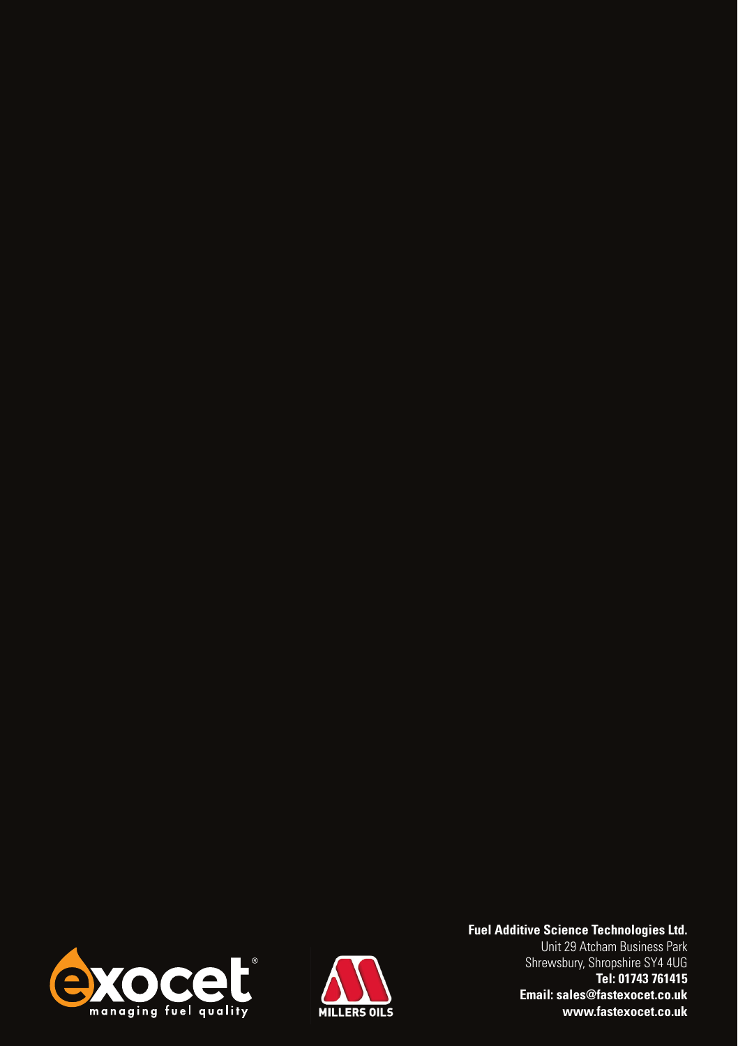**Fuel Additive Science Technologies Ltd.**
Unit 29 Atcham Business Park
Shrewsbury, Shropshire SY4 4UG
**Tel: 01743 761415**
**Email: sales@fastexocet.co.uk**
**www.fastexocet.co.uk**